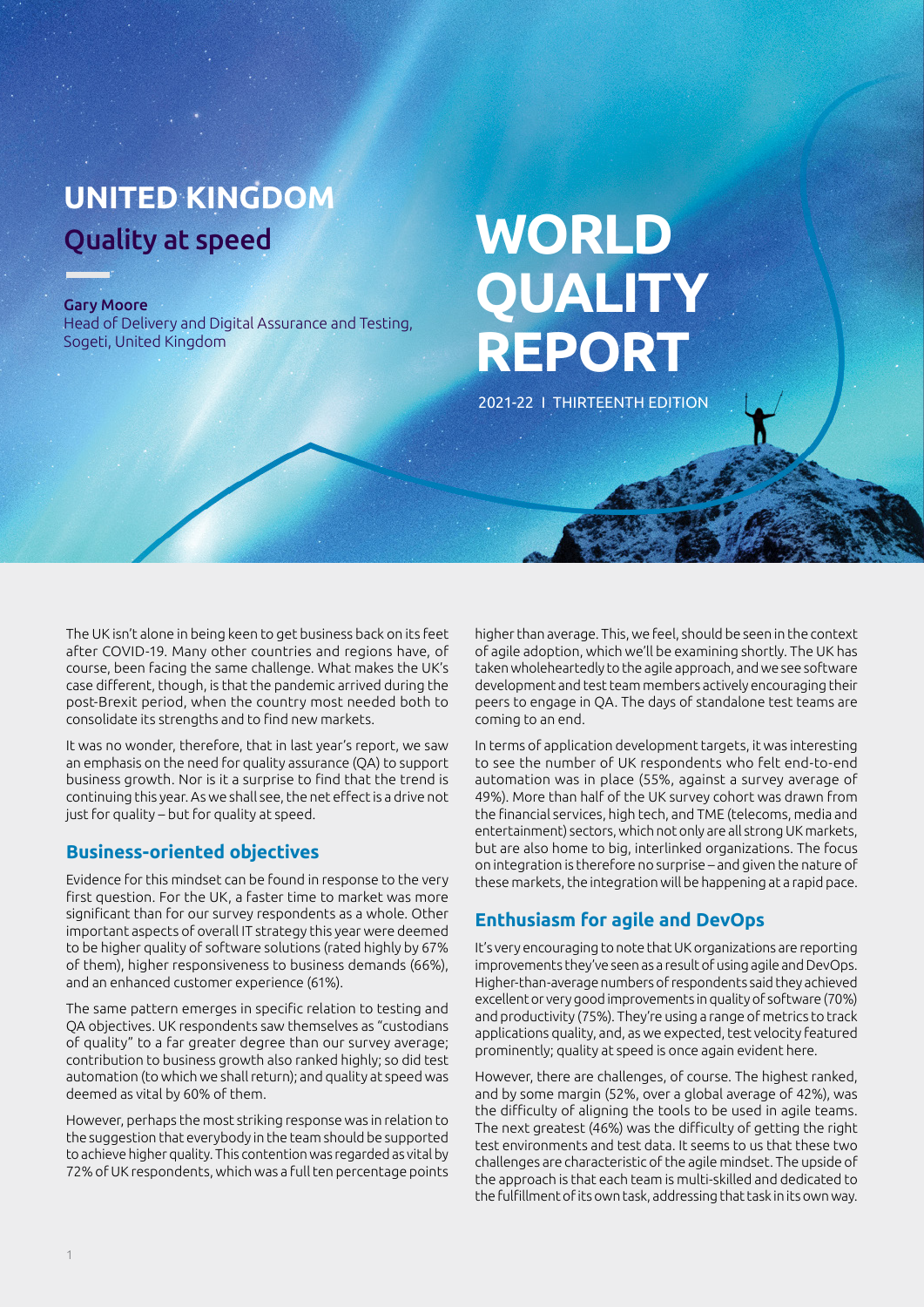# UNITED KINGDOM

## Quality at speed

**Gary Moore**
Head of Delivery and Digital Assurance and Testing, Sogeti, United Kingdom

# WORLD QUALITY REPORT

2021-22 I THIRTEENTH EDITION

The UK isn't alone in being keen to get business back on its feet after COVID-19. Many other countries and regions have, of course, been facing the same challenge. What makes the UK's case different, though, is that the pandemic arrived during the post-Brexit period, when the country most needed both to consolidate its strengths and to find new markets.

It was no wonder, therefore, that in last year's report, we saw an emphasis on the need for quality assurance (QA) to support business growth. Nor is it a surprise to find that the trend is continuing this year. As we shall see, the net effect is a drive not just for quality – but for quality at speed.

### Business-oriented objectives

Evidence for this mindset can be found in response to the very first question. For the UK, a faster time to market was more significant than for our survey respondents as a whole. Other important aspects of overall IT strategy this year were deemed to be higher quality of software solutions (rated highly by 67% of them), higher responsiveness to business demands (66%), and an enhanced customer experience (61%).

The same pattern emerges in specific relation to testing and QA objectives. UK respondents saw themselves as "custodians of quality" to a far greater degree than our survey average; contribution to business growth also ranked highly; so did test automation (to which we shall return); and quality at speed was deemed as vital by 60% of them.

However, perhaps the most striking response was in relation to the suggestion that everybody in the team should be supported to achieve higher quality. This contention was regarded as vital by 72% of UK respondents, which was a full ten percentage points higher than average. This, we feel, should be seen in the context of agile adoption, which we'll be examining shortly. The UK has taken wholeheartedly to the agile approach, and we see software development and test team members actively encouraging their peers to engage in QA. The days of standalone test teams are coming to an end.

In terms of application development targets, it was interesting to see the number of UK respondents who felt end-to-end automation was in place (55%, against a survey average of 49%). More than half of the UK survey cohort was drawn from the financial services, high tech, and TME (telecoms, media and entertainment) sectors, which not only are all strong UK markets, but are also home to big, interlinked organizations. The focus on integration is therefore no surprise – and given the nature of these markets, the integration will be happening at a rapid pace.

### Enthusiasm for agile and DevOps

It's very encouraging to note that UK organizations are reporting improvements they've seen as a result of using agile and DevOps. Higher-than-average numbers of respondents said they achieved excellent or very good improvements in quality of software (70%) and productivity (75%). They're using a range of metrics to track applications quality, and, as we expected, test velocity featured prominently; quality at speed is once again evident here.

However, there are challenges, of course. The highest ranked, and by some margin (52%, over a global average of 42%), was the difficulty of aligning the tools to be used in agile teams. The next greatest (46%) was the difficulty of getting the right test environments and test data. It seems to us that these two challenges are characteristic of the agile mindset. The upside of the approach is that each team is multi-skilled and dedicated to the fulfillment of its own task, addressing that task in its own way.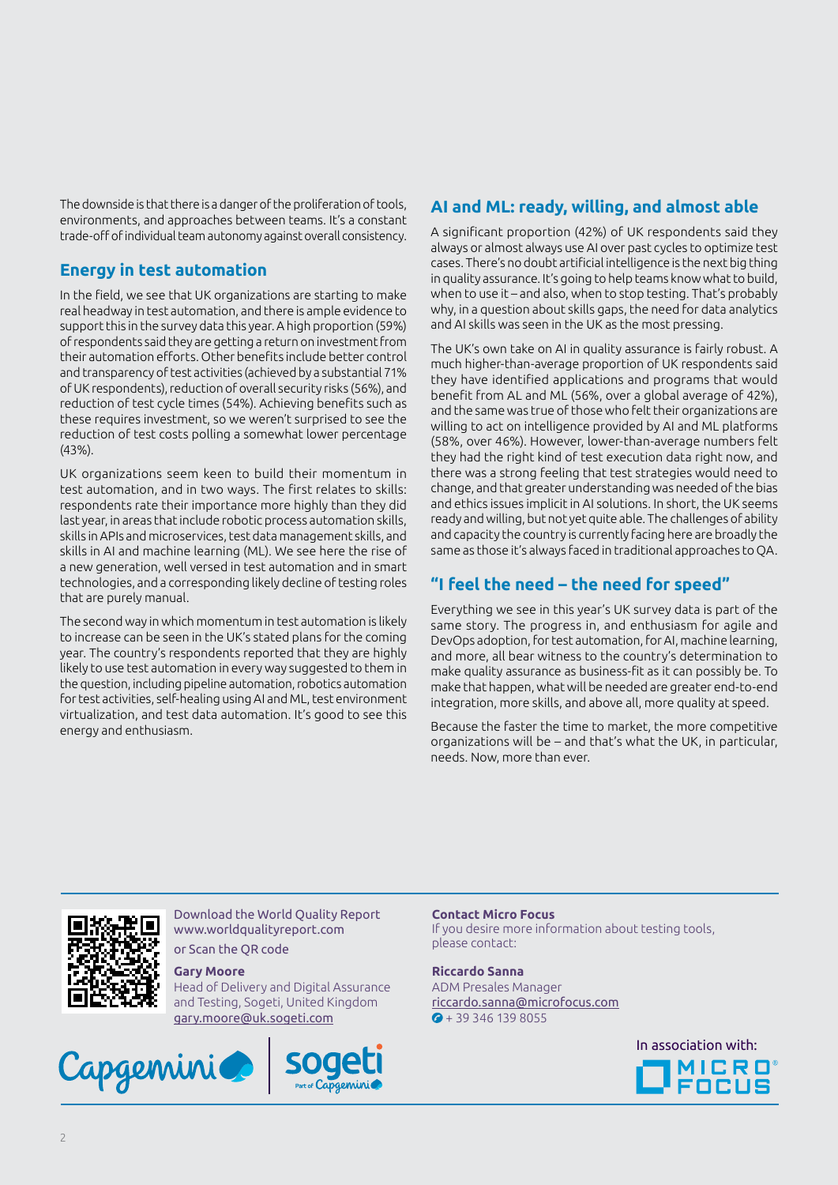The downside is that there is a danger of the proliferation of tools, environments, and approaches between teams. It's a constant trade-off of individual team autonomy against overall consistency.

## Energy in test automation

In the field, we see that UK organizations are starting to make real headway in test automation, and there is ample evidence to support this in the survey data this year. A high proportion (59%) of respondents said they are getting a return on investment from their automation efforts. Other benefits include better control and transparency of test activities (achieved by a substantial 71% of UK respondents), reduction of overall security risks (56%), and reduction of test cycle times (54%). Achieving benefits such as these requires investment, so we weren't surprised to see the reduction of test costs polling a somewhat lower percentage (43%).

UK organizations seem keen to build their momentum in test automation, and in two ways. The first relates to skills: respondents rate their importance more highly than they did last year, in areas that include robotic process automation skills, skills in APIs and microservices, test data management skills, and skills in AI and machine learning (ML). We see here the rise of a new generation, well versed in test automation and in smart technologies, and a corresponding likely decline of testing roles that are purely manual.

The second way in which momentum in test automation is likely to increase can be seen in the UK's stated plans for the coming year. The country's respondents reported that they are highly likely to use test automation in every way suggested to them in the question, including pipeline automation, robotics automation for test activities, self-healing using AI and ML, test environment virtualization, and test data automation. It's good to see this energy and enthusiasm.

## AI and ML: ready, willing, and almost able

A significant proportion (42%) of UK respondents said they always or almost always use AI over past cycles to optimize test cases. There's no doubt artificial intelligence is the next big thing in quality assurance. It's going to help teams know what to build, when to use it – and also, when to stop testing. That's probably why, in a question about skills gaps, the need for data analytics and AI skills was seen in the UK as the most pressing.

The UK's own take on AI in quality assurance is fairly robust. A much higher-than-average proportion of UK respondents said they have identified applications and programs that would benefit from AL and ML (56%, over a global average of 42%), and the same was true of those who felt their organizations are willing to act on intelligence provided by AI and ML platforms (58%, over 46%). However, lower-than-average numbers felt they had the right kind of test execution data right now, and there was a strong feeling that test strategies would need to change, and that greater understanding was needed of the bias and ethics issues implicit in AI solutions. In short, the UK seems ready and willing, but not yet quite able. The challenges of ability and capacity the country is currently facing here are broadly the same as those it's always faced in traditional approaches to QA.

## "I feel the need – the need for speed"

Everything we see in this year's UK survey data is part of the same story. The progress in, and enthusiasm for agile and DevOps adoption, for test automation, for AI, machine learning, and more, all bear witness to the country's determination to make quality assurance as business-fit as it can possibly be. To make that happen, what will be needed are greater end-to-end integration, more skills, and above all, more quality at speed.

Because the faster the time to market, the more competitive organizations will be – and that's what the UK, in particular, needs. Now, more than ever.

Download the World Quality Report
www.worldqualityreport.com

or Scan the QR code

**Gary Moore**
Head of Delivery and Digital Assurance and Testing, Sogeti, United Kingdom
gary.moore@uk.sogeti.com

**Contact Micro Focus**
If you desire more information about testing tools, please contact:

**Riccardo Sanna**
ADM Presales Manager
riccardo.sanna@microfocus.com
+ 39 346 139 8055

In association with: